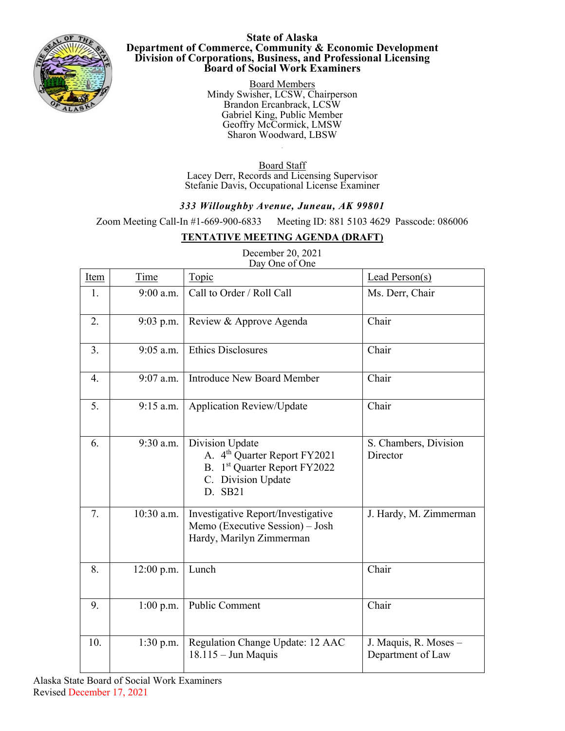# State of Alaska
## Department of Commerce, Community & Economic Development
## Division of Corporations, Business, and Professional Licensing
## Board of Social Work Examiners

Board Members

Mindy Swisher, LCSW, Chairperson
Brandon Ercanbrack, LCSW
Gabriel King, Public Member
Geoffry McCormick, LMSW
Sharon Woodward, LBSW

Board Staff

Lacey Derr, Records and Licensing Supervisor
Stefanie Davis, Occupational License Examiner

***333 Willoughby Avenue, Juneau, AK 99801***

Zoom Meeting Call-In #1-669-900-6833 Meeting ID: 881 5103 4629 Passcode: 086006

**TENTATIVE MEETING AGENDA (DRAFT)**

December 20, 2021
Day One of One

| Item | Time | Topic | Lead Person(s) |
|---|---|---|---|
| 1. | 9:00 a.m. | Call to Order / Roll Call | Ms. Derr, Chair |
| 2. | 9:03 p.m. | Review & Approve Agenda | Chair |
| 3. | 9:05 a.m. | Ethics Disclosures | Chair |
| 4. | 9:07 a.m. | Introduce New Board Member | Chair |
| 5. | 9:15 a.m. | Application Review/Update | Chair |
| 6. | 9:30 a.m. | Division Update<br>A. 4th Quarter Report FY2021<br>B. 1st Quarter Report FY2022<br>C. Division Update<br>D. SB21 | S. Chambers, Division Director |
| 7. | 10:30 a.m. | Investigative Report/Investigative Memo (Executive Session) – Josh Hardy, Marilyn Zimmerman | J. Hardy, M. Zimmerman |
| 8. | 12:00 p.m. | Lunch | Chair |
| 9. | 1:00 p.m. | Public Comment | Chair |
| 10. | 1:30 p.m. | Regulation Change Update: 12 AAC 18.115 – Jun Maquis | J. Maquis, R. Moses – Department of Law |

Alaska State Board of Social Work Examiners
Revised December 17, 2021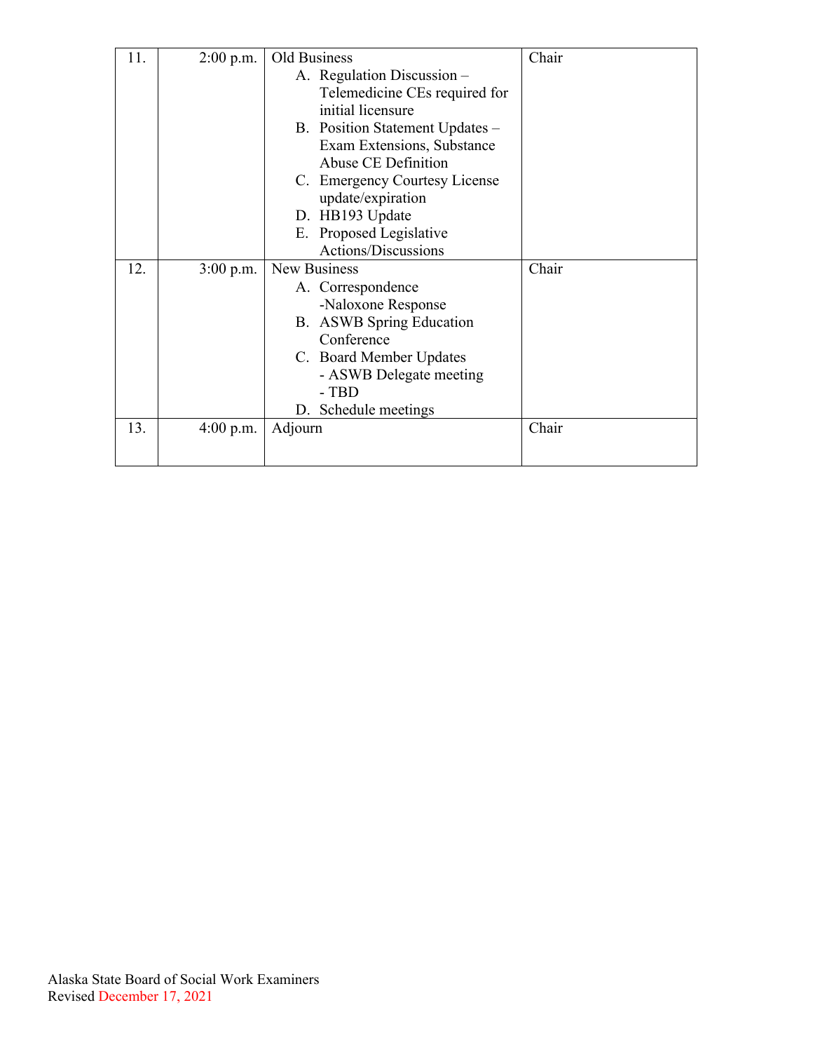| | | | |
|---|---|---|---|
| 11. | 2:00 p.m. | Old Business<br>A. Regulation Discussion – Telemedicine CEs required for initial licensure<br>B. Position Statement Updates – Exam Extensions, Substance Abuse CE Definition<br>C. Emergency Courtesy License update/expiration<br>D. HB193 Update<br>E. Proposed Legislative Actions/Discussions | Chair |
| 12. | 3:00 p.m. | New Business<br>A. Correspondence<br>-Naloxone Response<br>B. ASWB Spring Education Conference<br>C. Board Member Updates<br>- ASWB Delegate meeting<br>- TBD<br>D. Schedule meetings | Chair |
| 13. | 4:00 p.m. | Adjourn | Chair |

Alaska State Board of Social Work Examiners
Revised December 17, 2021